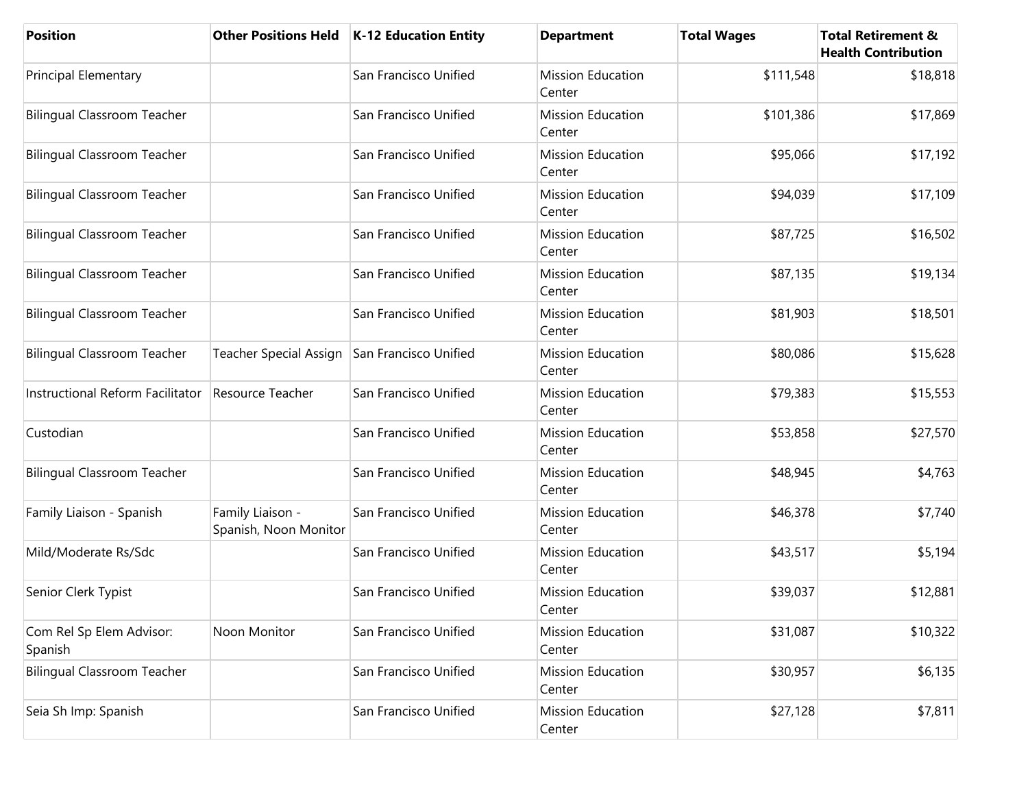| Position | Other Positions Held | K-12 Education Entity | Department | Total Wages | Total Retirement & Health Contribution |
|---|---|---|---|---|---|
| Principal Elementary | | San Francisco Unified | Mission Education Center | $111,548 | $18,818 |
| Bilingual Classroom Teacher | | San Francisco Unified | Mission Education Center | $101,386 | $17,869 |
| Bilingual Classroom Teacher | | San Francisco Unified | Mission Education Center | $95,066 | $17,192 |
| Bilingual Classroom Teacher | | San Francisco Unified | Mission Education Center | $94,039 | $17,109 |
| Bilingual Classroom Teacher | | San Francisco Unified | Mission Education Center | $87,725 | $16,502 |
| Bilingual Classroom Teacher | | San Francisco Unified | Mission Education Center | $87,135 | $19,134 |
| Bilingual Classroom Teacher | | San Francisco Unified | Mission Education Center | $81,903 | $18,501 |
| Bilingual Classroom Teacher | Teacher Special Assign | San Francisco Unified | Mission Education Center | $80,086 | $15,628 |
| Instructional Reform Facilitator | Resource Teacher | San Francisco Unified | Mission Education Center | $79,383 | $15,553 |
| Custodian | | San Francisco Unified | Mission Education Center | $53,858 | $27,570 |
| Bilingual Classroom Teacher | | San Francisco Unified | Mission Education Center | $48,945 | $4,763 |
| Family Liaison - Spanish | Family Liaison - Spanish, Noon Monitor | San Francisco Unified | Mission Education Center | $46,378 | $7,740 |
| Mild/Moderate Rs/Sdc | | San Francisco Unified | Mission Education Center | $43,517 | $5,194 |
| Senior Clerk Typist | | San Francisco Unified | Mission Education Center | $39,037 | $12,881 |
| Com Rel Sp Elem Advisor: Spanish | Noon Monitor | San Francisco Unified | Mission Education Center | $31,087 | $10,322 |
| Bilingual Classroom Teacher | | San Francisco Unified | Mission Education Center | $30,957 | $6,135 |
| Seia Sh Imp: Spanish | | San Francisco Unified | Mission Education Center | $27,128 | $7,811 |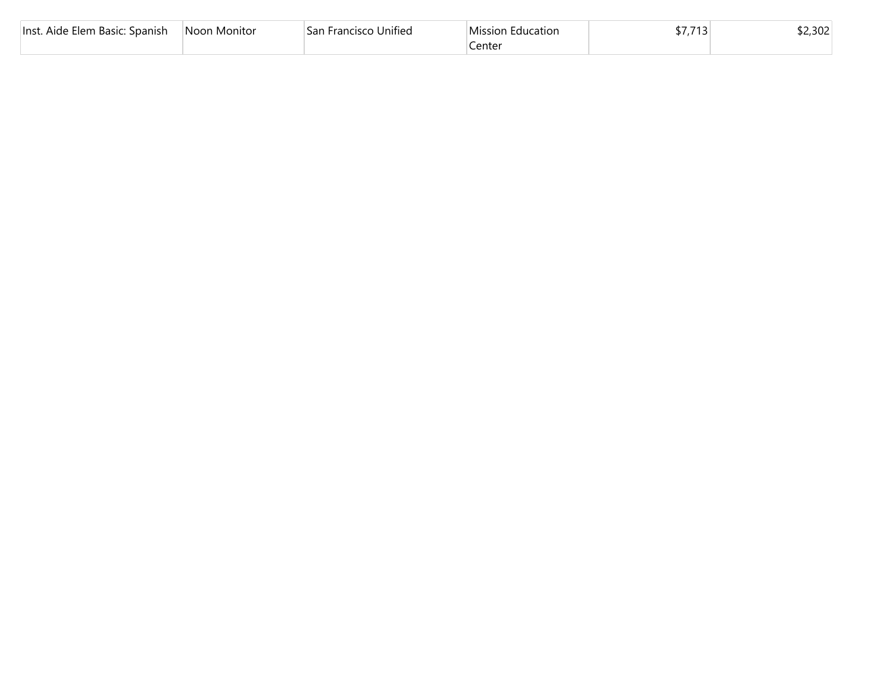| | | | | | |
|---|---|---|---|---|---|
| Inst. Aide Elem Basic: Spanish | Noon Monitor | San Francisco Unified | Mission Education Center | $7,713 | $2,302 |